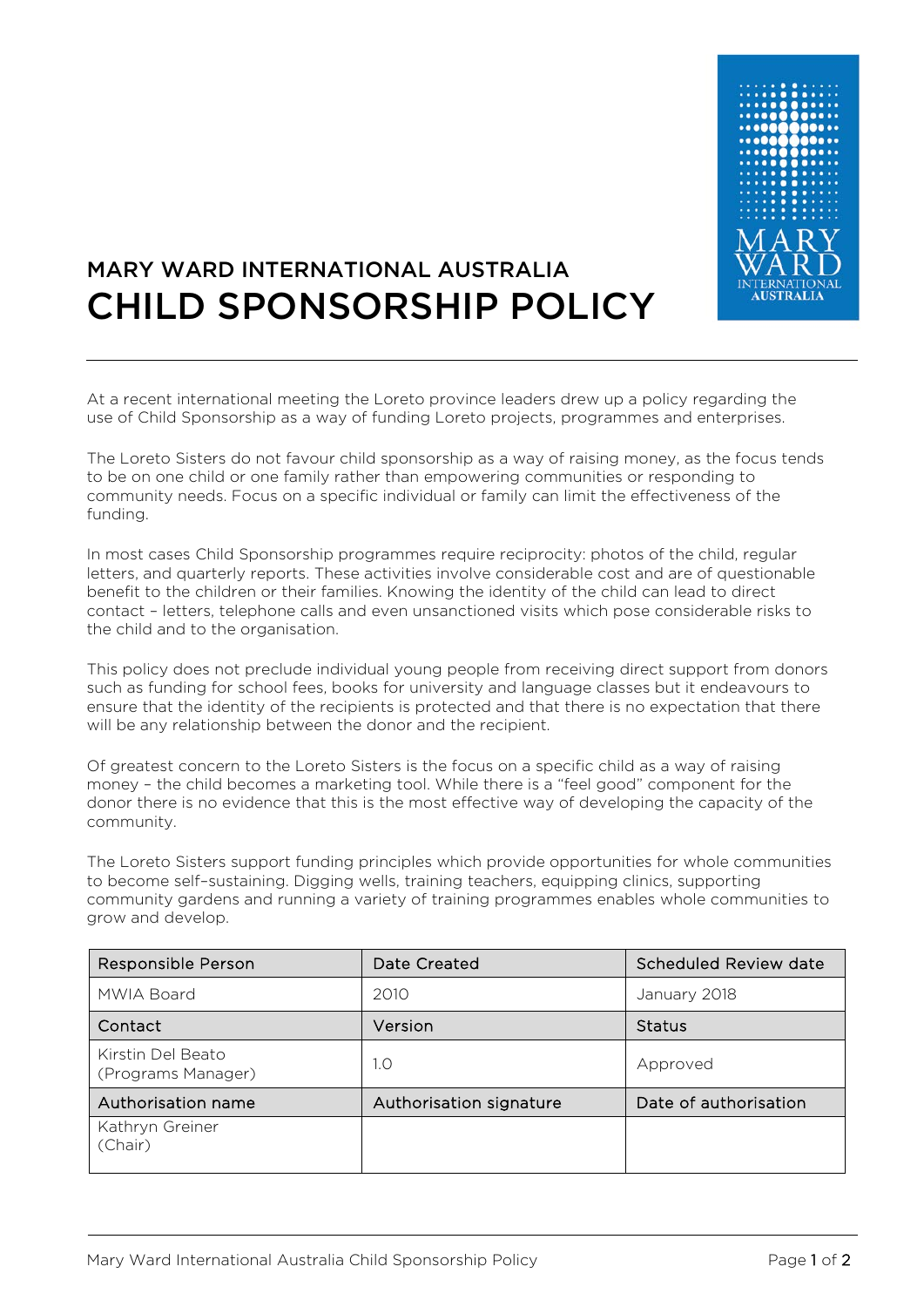# MARY WARD INTERNATIONAL AUSTRALIA
# CHILD SPONSORSHIP POLICY

At a recent international meeting the Loreto province leaders drew up a policy regarding the use of Child Sponsorship as a way of funding Loreto projects, programmes and enterprises.

The Loreto Sisters do not favour child sponsorship as a way of raising money, as the focus tends to be on one child or one family rather than empowering communities or responding to community needs. Focus on a specific individual or family can limit the effectiveness of the funding.

In most cases Child Sponsorship programmes require reciprocity: photos of the child, regular letters, and quarterly reports. These activities involve considerable cost and are of questionable benefit to the children or their families. Knowing the identity of the child can lead to direct contact – letters, telephone calls and even unsanctioned visits which pose considerable risks to the child and to the organisation.

This policy does not preclude individual young people from receiving direct support from donors such as funding for school fees, books for university and language classes but it endeavours to ensure that the identity of the recipients is protected and that there is no expectation that there will be any relationship between the donor and the recipient.

Of greatest concern to the Loreto Sisters is the focus on a specific child as a way of raising money – the child becomes a marketing tool. While there is a "feel good" component for the donor there is no evidence that this is the most effective way of developing the capacity of the community.

The Loreto Sisters support funding principles which provide opportunities for whole communities to become self-sustaining. Digging wells, training teachers, equipping clinics, supporting community gardens and running a variety of training programmes enables whole communities to grow and develop.

| Responsible Person | Date Created | Scheduled Review date |
|---|---|---|
| MWIA Board | 2010 | January 2018 |
| **Contact** | **Version** | **Status** |
| Kirstin Del Beato (Programs Manager) | 1.0 | Approved |
| **Authorisation name** | **Authorisation signature** | **Date of authorisation** |
| Kathryn Greiner (Chair) | | |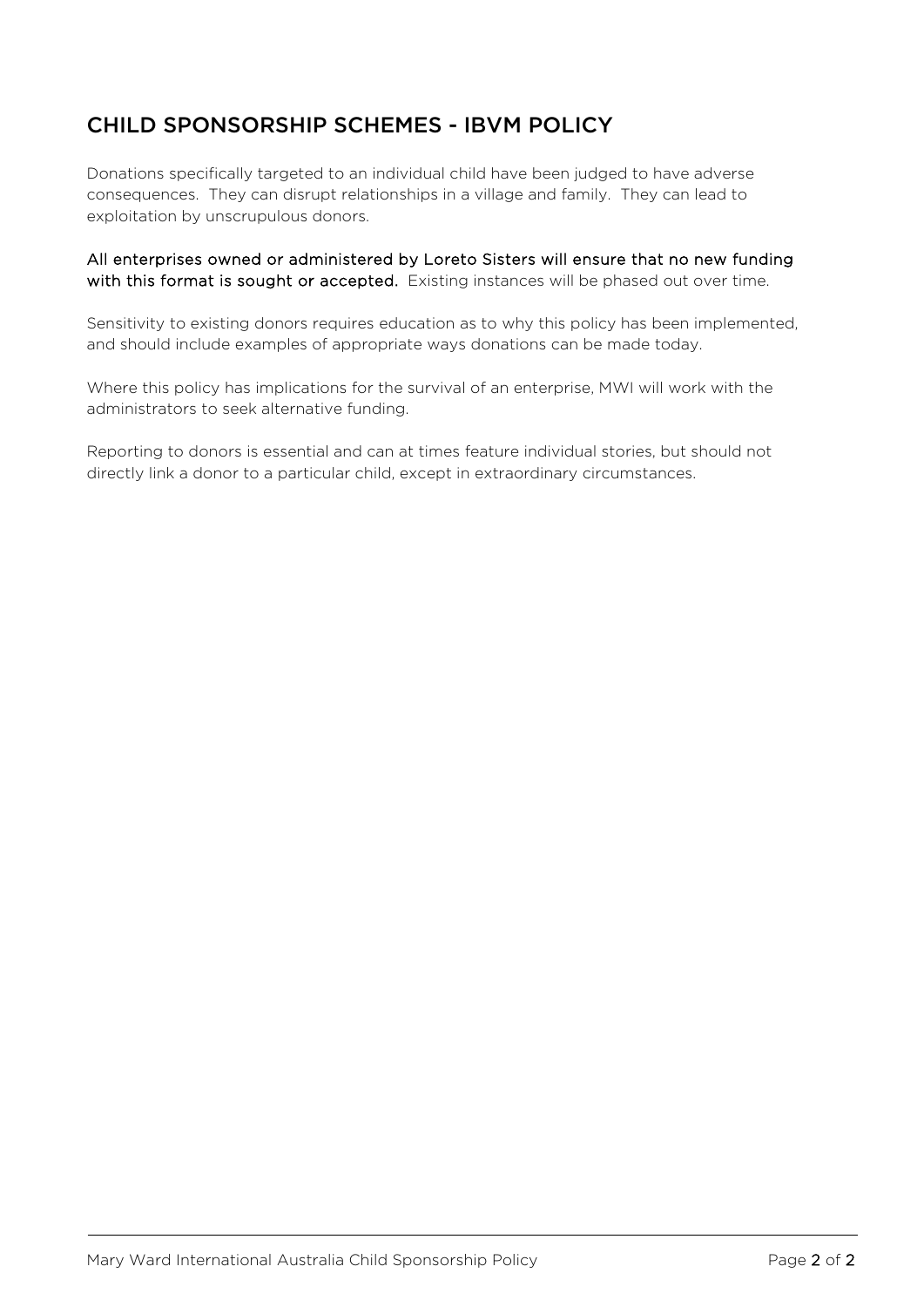## CHILD SPONSORSHIP SCHEMES - IBVM POLICY

Donations specifically targeted to an individual child have been judged to have adverse consequences. They can disrupt relationships in a village and family. They can lead to exploitation by unscrupulous donors.

**All enterprises owned or administered by Loreto Sisters will ensure that no new funding with this format is sought or accepted.** Existing instances will be phased out over time.

Sensitivity to existing donors requires education as to why this policy has been implemented, and should include examples of appropriate ways donations can be made today.

Where this policy has implications for the survival of an enterprise, MWI will work with the administrators to seek alternative funding.

Reporting to donors is essential and can at times feature individual stories, but should not directly link a donor to a particular child, except in extraordinary circumstances.